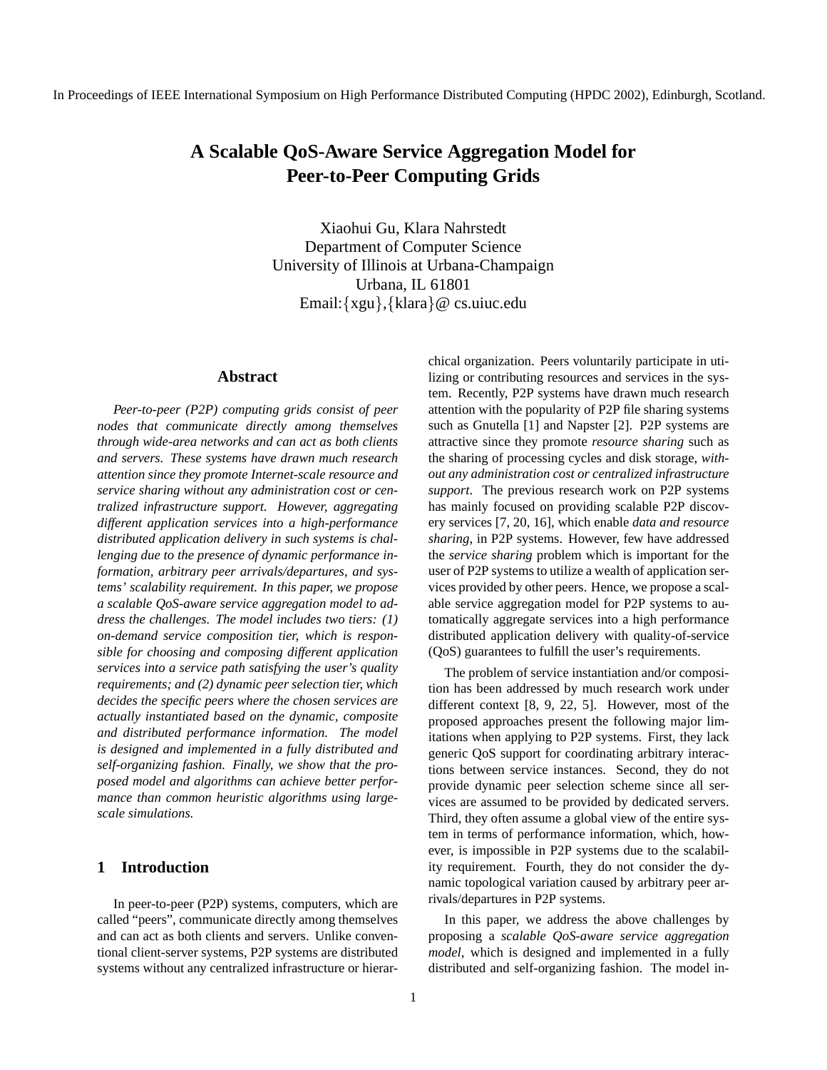In Proceedings of IEEE International Symposium on High Performance Distributed Computing (HPDC 2002), Edinburgh, Scotland.

# A Scalable QoS-Aware Service Aggregation Model for Peer-to-Peer Computing Grids

Xiaohui Gu, Klara Nahrstedt
Department of Computer Science
University of Illinois at Urbana-Champaign
Urbana, IL 61801
Email:{xgu},{klara}@ cs.uiuc.edu

## Abstract

*Peer-to-peer (P2P) computing grids consist of peer nodes that communicate directly among themselves through wide-area networks and can act as both clients and servers. These systems have drawn much research attention since they promote Internet-scale resource and service sharing without any administration cost or centralized infrastructure support. However, aggregating different application services into a high-performance distributed application delivery in such systems is challenging due to the presence of dynamic performance information, arbitrary peer arrivals/departures, and systems' scalability requirement. In this paper, we propose a scalable QoS-aware service aggregation model to address the challenges. The model includes two tiers: (1) on-demand service composition tier, which is responsible for choosing and composing different application services into a service path satisfying the user's quality requirements; and (2) dynamic peer selection tier, which decides the specific peers where the chosen services are actually instantiated based on the dynamic, composite and distributed performance information. The model is designed and implemented in a fully distributed and self-organizing fashion. Finally, we show that the proposed model and algorithms can achieve better performance than common heuristic algorithms using large-scale simulations.*

## 1 Introduction

In peer-to-peer (P2P) systems, computers, which are called "peers", communicate directly among themselves and can act as both clients and servers. Unlike conventional client-server systems, P2P systems are distributed systems without any centralized infrastructure or hierarchical organization. Peers voluntarily participate in utilizing or contributing resources and services in the system. Recently, P2P systems have drawn much research attention with the popularity of P2P file sharing systems such as Gnutella [1] and Napster [2]. P2P systems are attractive since they promote *resource sharing* such as the sharing of processing cycles and disk storage, *without any administration cost or centralized infrastructure support*. The previous research work on P2P systems has mainly focused on providing scalable P2P discovery services [7, 20, 16], which enable *data and resource sharing*, in P2P systems. However, few have addressed the *service sharing* problem which is important for the user of P2P systems to utilize a wealth of application services provided by other peers. Hence, we propose a scalable service aggregation model for P2P systems to automatically aggregate services into a high performance distributed application delivery with quality-of-service (QoS) guarantees to fulfill the user's requirements.

The problem of service instantiation and/or composition has been addressed by much research work under different context [8, 9, 22, 5]. However, most of the proposed approaches present the following major limitations when applying to P2P systems. First, they lack generic QoS support for coordinating arbitrary interactions between service instances. Second, they do not provide dynamic peer selection scheme since all services are assumed to be provided by dedicated servers. Third, they often assume a global view of the entire system in terms of performance information, which, however, is impossible in P2P systems due to the scalability requirement. Fourth, they do not consider the dynamic topological variation caused by arbitrary peer arrivals/departures in P2P systems.

In this paper, we address the above challenges by proposing a *scalable QoS-aware service aggregation model*, which is designed and implemented in a fully distributed and self-organizing fashion. The model in-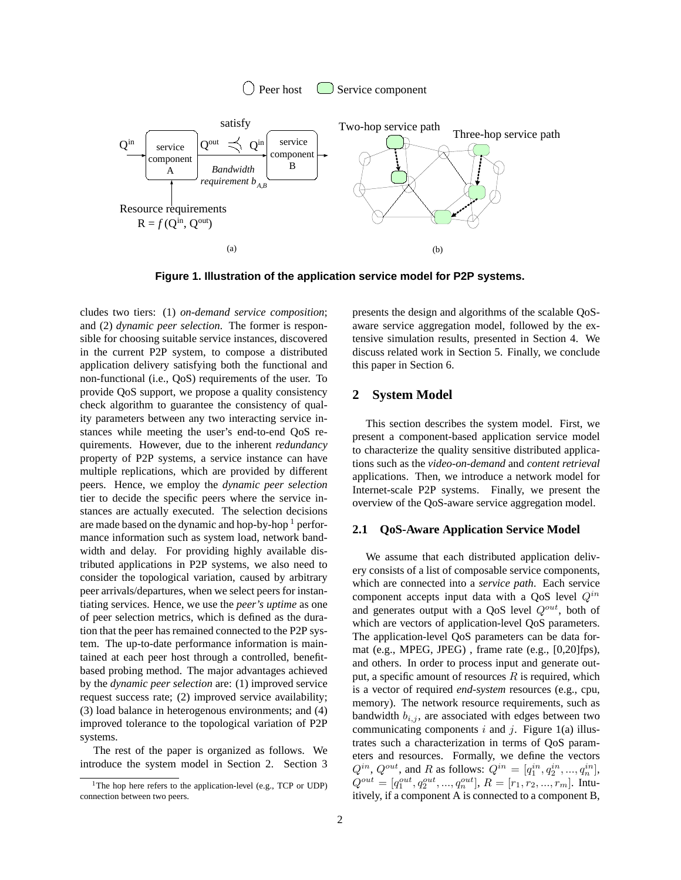Figure 1. Illustration of the application service model for P2P systems.

cludes two tiers: (1) *on-demand service composition*; and (2) *dynamic peer selection*. The former is responsible for choosing suitable service instances, discovered in the current P2P system, to compose a distributed application delivery satisfying both the functional and non-functional (i.e., QoS) requirements of the user. To provide QoS support, we propose a quality consistency check algorithm to guarantee the consistency of quality parameters between any two interacting service instances while meeting the user's end-to-end QoS requirements. However, due to the inherent *redundancy* property of P2P systems, a service instance can have multiple replications, which are provided by different peers. Hence, we employ the *dynamic peer selection* tier to decide the specific peers where the service instances are actually executed. The selection decisions are made based on the dynamic and hop-by-hop [1] performance information such as system load, network bandwidth and delay. For providing highly available distributed applications in P2P systems, we also need to consider the topological variation, caused by arbitrary peer arrivals/departures, when we select peers for instantiating services. Hence, we use the *peer's uptime* as one of peer selection metrics, which is defined as the duration that the peer has remained connected to the P2P system. The up-to-date performance information is maintained at each peer host through a controlled, benefit-based probing method. The major advantages achieved by the *dynamic peer selection* are: (1) improved service request success rate; (2) improved service availability; (3) load balance in heterogenous environments; and (4) improved tolerance to the topological variation of P2P systems.

The rest of the paper is organized as follows. We introduce the system model in Section 2. Section 3 presents the design and algorithms of the scalable QoS-aware service aggregation model, followed by the extensive simulation results, presented in Section 4. We discuss related work in Section 5. Finally, we conclude this paper in Section 6.

## 2 System Model

This section describes the system model. First, we present a component-based application service model to characterize the quality sensitive distributed applications such as the *video-on-demand* and *content retrieval* applications. Then, we introduce a network model for Internet-scale P2P systems. Finally, we present the overview of the QoS-aware service aggregation model.

### 2.1 QoS-Aware Application Service Model

We assume that each distributed application delivery consists of a list of composable service components, which are connected into a *service path*. Each service component accepts input data with a QoS level $Q^{in}$ and generates output with a QoS level $Q^{out}$, both of which are vectors of application-level QoS parameters. The application-level QoS parameters can be data format (e.g., MPEG, JPEG) , frame rate (e.g., [0,20]fps), and others. In order to process input and generate output, a specific amount of resources $R$ is required, which is a vector of required *end-system* resources (e.g., cpu, memory). The network resource requirements, such as bandwidth $b_{i,j}$, are associated with edges between two communicating components $i$ and $j$. Figure 1(a) illustrates such a characterization in terms of QoS parameters and resources. Formally, we define the vectors $Q^{in}$, $Q^{out}$, and $R$ as follows: $Q^{in} = [q_1^{in}, q_2^{in}, ..., q_n^{in}]$, $Q^{out} = [q_1^{out}, q_2^{out}, ..., q_n^{out}]$, $R = [r_1, r_2, ..., r_m]$. Intuitively, if a component A is connected to a component B,

[1] The hop here refers to the application-level (e.g., TCP or UDP) connection between two peers.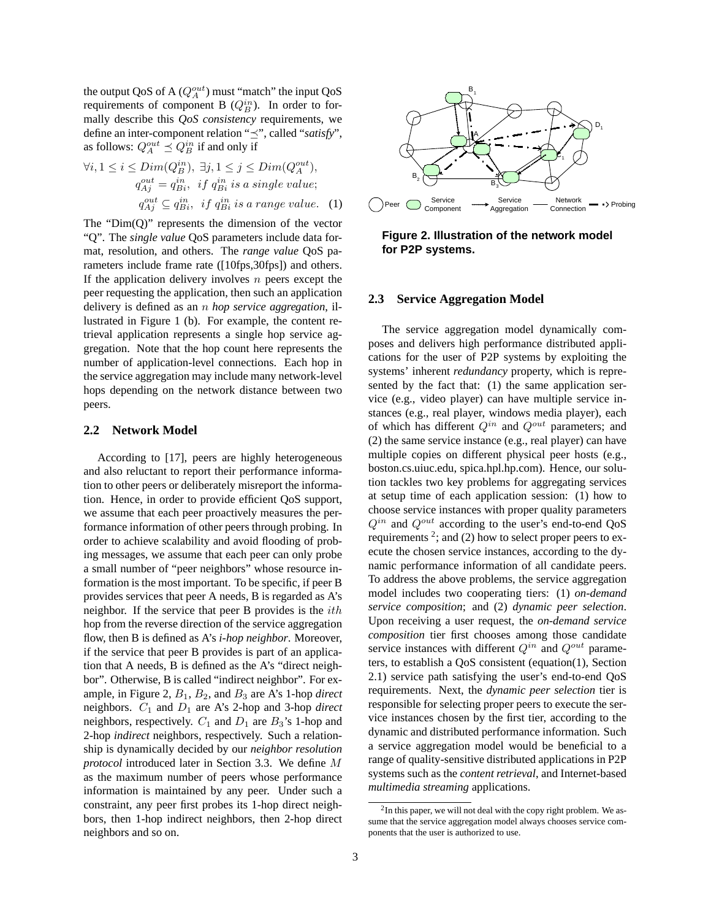the output QoS of A ($Q_A^{out}$) must "match" the input QoS requirements of component B ($Q_B^{in}$). In order to formally describe this *QoS consistency* requirements, we define an inter-component relation "$\preceq$", called "*satisfy*", as follows: $Q_A^{out} \preceq Q_B^{in}$ if and only if

$$
\begin{aligned}
\forall i, 1 \leq i \leq Dim(Q_B^{in}),\ \exists j, 1 \leq j \leq Dim(Q_A^{out}),\\
q_{Aj}^{out} = q_{Bi}^{in},\ \ if\ q_{Bi}^{in}\ is\ a\ single\ value;\\
q_{Aj}^{out} \subseteq q_{Bi}^{in},\ \ if\ q_{Bi}^{in}\ is\ a\ range\ value. \quad (1)
\end{aligned}
$$

The "Dim(Q)" represents the dimension of the vector "Q". The *single value* QoS parameters include data format, resolution, and others. The *range value* QoS parameters include frame rate ([10fps,30fps]) and others. If the application delivery involves $n$ peers except the peer requesting the application, then such an application delivery is defined as an $n$ *hop service aggregation*, illustrated in Figure 1 (b). For example, the content retrieval application represents a single hop service aggregation. Note that the hop count here represents the number of application-level connections. Each hop in the service aggregation may include many network-level hops depending on the network distance between two peers.

## 2.2 Network Model

According to [17], peers are highly heterogeneous and also reluctant to report their performance information to other peers or deliberately misreport the information. Hence, in order to provide efficient QoS support, we assume that each peer proactively measures the performance information of other peers through probing. In order to achieve scalability and avoid flooding of probing messages, we assume that each peer can only probe a small number of "peer neighbors" whose resource information is the most important. To be specific, if peer B provides services that peer A needs, B is regarded as A's neighbor. If the service that peer B provides is the $ith$ hop from the reverse direction of the service aggregation flow, then B is defined as A's *i-hop neighbor*. Moreover, if the service that peer B provides is part of an application that A needs, B is defined as the A's "direct neighbor". Otherwise, B is called "indirect neighbor". For example, in Figure 2, $B_1$, $B_2$, and $B_3$ are A's 1-hop *direct* neighbors. $C_1$ and $D_1$ are A's 2-hop and 3-hop *direct* neighbors, respectively. $C_1$ and $D_1$ are $B_3$'s 1-hop and 2-hop *indirect* neighbors, respectively. Such a relationship is dynamically decided by our *neighbor resolution protocol* introduced later in Section 3.3. We define $M$ as the maximum number of peers whose performance information is maintained by any peer. Under such a constraint, any peer first probes its 1-hop direct neighbors, then 1-hop indirect neighbors, then 2-hop direct neighbors and so on.

**Figure 2. Illustration of the network model for P2P systems.**

## 2.3 Service Aggregation Model

The service aggregation model dynamically composes and delivers high performance distributed applications for the user of P2P systems by exploiting the systems' inherent *redundancy* property, which is represented by the fact that: (1) the same application service (e.g., video player) can have multiple service instances (e.g., real player, windows media player), each of which has different $Q^{in}$ and $Q^{out}$ parameters; and (2) the same service instance (e.g., real player) can have multiple copies on different physical peer hosts (e.g., boston.cs.uiuc.edu, spica.hpl.hp.com). Hence, our solution tackles two key problems for aggregating services at setup time of each application session: (1) how to choose service instances with proper quality parameters $Q^{in}$ and $Q^{out}$ according to the user's end-to-end QoS requirements [2]; and (2) how to select proper peers to execute the chosen service instances, according to the dynamic performance information of all candidate peers. To address the above problems, the service aggregation model includes two cooperating tiers: (1) *on-demand service composition*; and (2) *dynamic peer selection*. Upon receiving a user request, the *on-demand service composition* tier first chooses among those candidate service instances with different $Q^{in}$ and $Q^{out}$ parameters, to establish a QoS consistent (equation(1), Section 2.1) service path satisfying the user's end-to-end QoS requirements. Next, the *dynamic peer selection* tier is responsible for selecting proper peers to execute the service instances chosen by the first tier, according to the dynamic and distributed performance information. Such a service aggregation model would be beneficial to a range of quality-sensitive distributed applications in P2P systems such as the *content retrieval*, and Internet-based *multimedia streaming* applications.

[2] In this paper, we will not deal with the copy right problem. We assume that the service aggregation model always chooses service components that the user is authorized to use.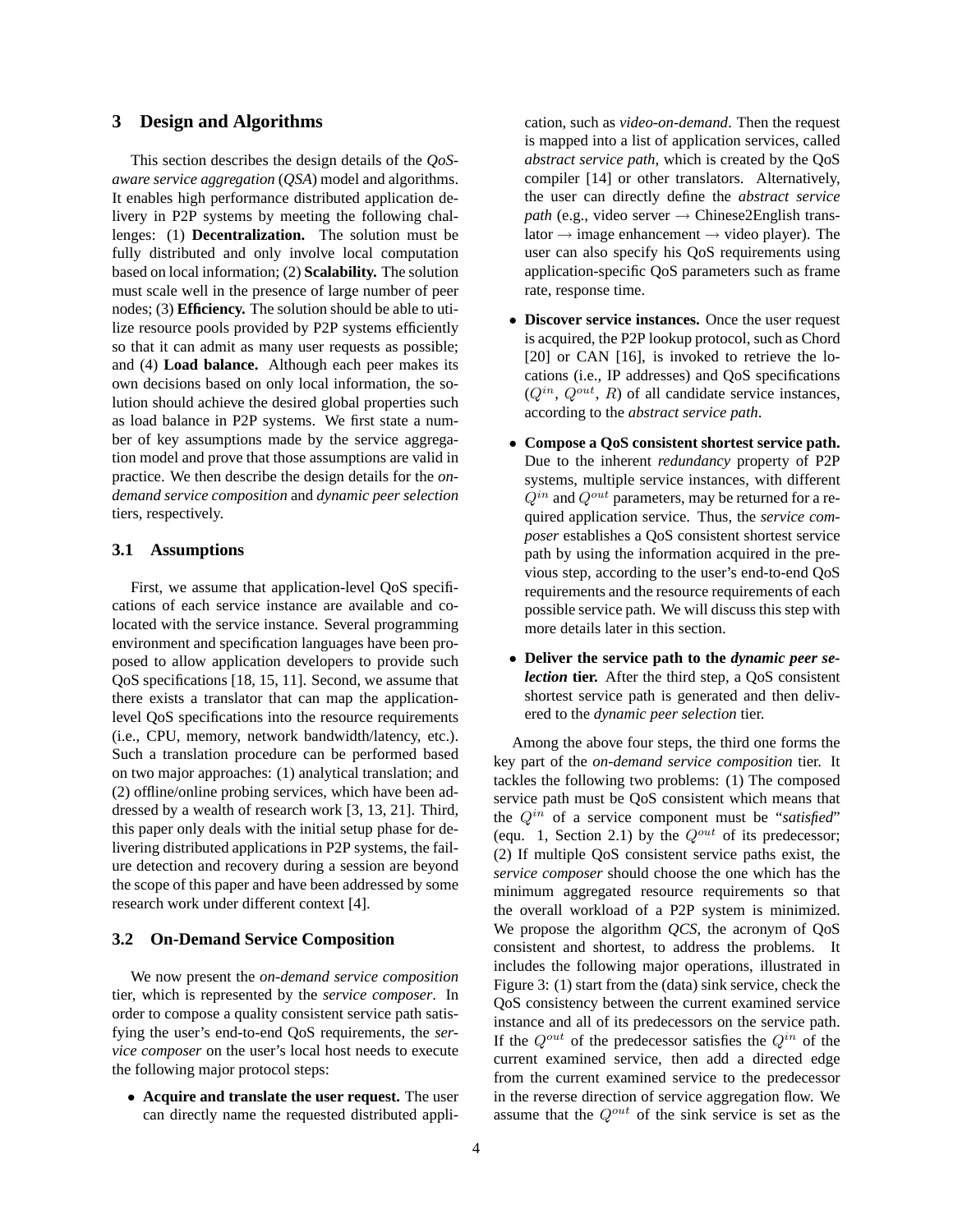## 3 Design and Algorithms

This section describes the design details of the *QoS-aware service aggregation* (*QSA*) model and algorithms. It enables high performance distributed application delivery in P2P systems by meeting the following challenges: (1) **Decentralization.** The solution must be fully distributed and only involve local computation based on local information; (2) **Scalability.** The solution must scale well in the presence of large number of peer nodes; (3) **Efficiency.** The solution should be able to utilize resource pools provided by P2P systems efficiently so that it can admit as many user requests as possible; and (4) **Load balance.** Although each peer makes its own decisions based on only local information, the solution should achieve the desired global properties such as load balance in P2P systems. We first state a number of key assumptions made by the service aggregation model and prove that those assumptions are valid in practice. We then describe the design details for the *on-demand service composition* and *dynamic peer selection* tiers, respectively.

### 3.1 Assumptions

First, we assume that application-level QoS specifications of each service instance are available and co-located with the service instance. Several programming environment and specification languages have been proposed to allow application developers to provide such QoS specifications [18, 15, 11]. Second, we assume that there exists a translator that can map the application-level QoS specifications into the resource requirements (i.e., CPU, memory, network bandwidth/latency, etc.). Such a translation procedure can be performed based on two major approaches: (1) analytical translation; and (2) offline/online probing services, which have been addressed by a wealth of research work [3, 13, 21]. Third, this paper only deals with the initial setup phase for delivering distributed applications in P2P systems, the failure detection and recovery during a session are beyond the scope of this paper and have been addressed by some research work under different context [4].

### 3.2 On-Demand Service Composition

We now present the *on-demand service composition* tier, which is represented by the *service composer*. In order to compose a quality consistent service path satisfying the user's end-to-end QoS requirements, the *service composer* on the user's local host needs to execute the following major protocol steps:

- **Acquire and translate the user request.** The user can directly name the requested distributed application, such as *video-on-demand*. Then the request is mapped into a list of application services, called *abstract service path*, which is created by the QoS compiler [14] or other translators. Alternatively, the user can directly define the *abstract service path* (e.g., video server → Chinese2English translator → image enhancement → video player). The user can also specify his QoS requirements using application-specific QoS parameters such as frame rate, response time.
- **Discover service instances.** Once the user request is acquired, the P2P lookup protocol, such as Chord [20] or CAN [16], is invoked to retrieve the locations (i.e., IP addresses) and QoS specifications ($Q^{in}$, $Q^{out}$, $R$) of all candidate service instances, according to the *abstract service path*.
- **Compose a QoS consistent shortest service path.** Due to the inherent *redundancy* property of P2P systems, multiple service instances, with different $Q^{in}$ and $Q^{out}$ parameters, may be returned for a required application service. Thus, the *service composer* establishes a QoS consistent shortest service path by using the information acquired in the previous step, according to the user's end-to-end QoS requirements and the resource requirements of each possible service path. We will discuss this step with more details later in this section.
- **Deliver the service path to the *dynamic peer selection* tier.** After the third step, a QoS consistent shortest service path is generated and then delivered to the *dynamic peer selection* tier.

Among the above four steps, the third one forms the key part of the *on-demand service composition* tier. It tackles the following two problems: (1) The composed service path must be QoS consistent which means that the $Q^{in}$ of a service component must be "*satisfied*" (equ. 1, Section 2.1) by the $Q^{out}$ of its predecessor; (2) If multiple QoS consistent service paths exist, the *service composer* should choose the one which has the minimum aggregated resource requirements so that the overall workload of a P2P system is minimized. We propose the algorithm *QCS*, the acronym of QoS consistent and shortest, to address the problems. It includes the following major operations, illustrated in Figure 3: (1) start from the (data) sink service, check the QoS consistency between the current examined service instance and all of its predecessors on the service path. If the $Q^{out}$ of the predecessor satisfies the $Q^{in}$ of the current examined service, then add a directed edge from the current examined service to the predecessor in the reverse direction of service aggregation flow. We assume that the $Q^{out}$ of the sink service is set as the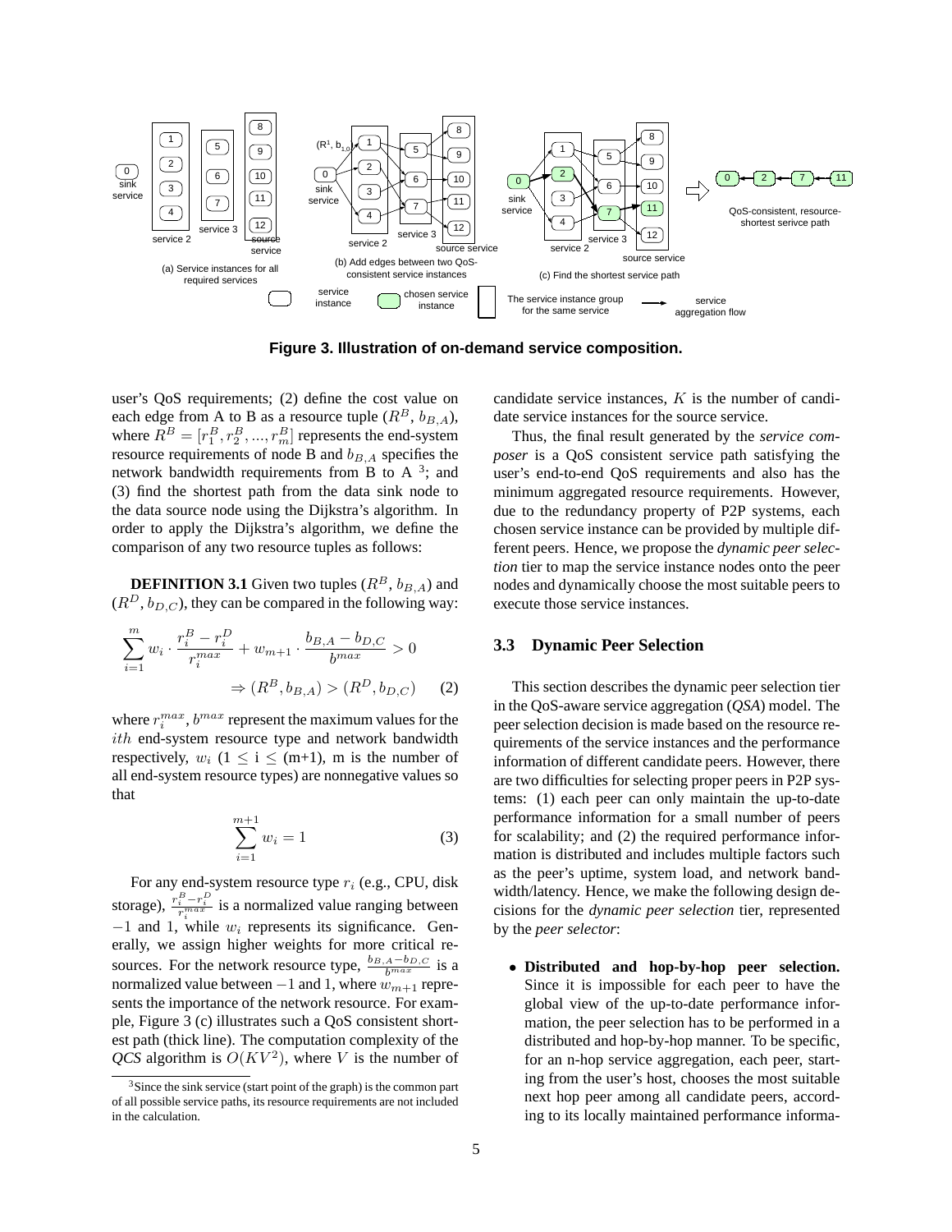**Figure 3. Illustration of on-demand service composition.**

user's QoS requirements; (2) define the cost value on each edge from A to B as a resource tuple ($R^B$, $b_{B,A}$), where $R^B = [r_1^B, r_2^B, ..., r_m^B]$ represents the end-system resource requirements of node B and $b_{B,A}$ specifies the network bandwidth requirements from B to A [3]; and (3) find the shortest path from the data sink node to the data source node using the Dijkstra's algorithm. In order to apply the Dijkstra's algorithm, we define the comparison of any two resource tuples as follows:

**DEFINITION 3.1** Given two tuples ($R^B$, $b_{B,A}$) and ($R^D$, $b_{D,C}$), they can be compared in the following way:

$$\sum_{i=1}^{m} w_i \cdot \frac{r_i^B - r_i^D}{r_i^{max}} + w_{m+1} \cdot \frac{b_{B,A} - b_{D,C}}{b^{max}} > 0$$
$$\Rightarrow (R^B, b_{B,A}) > (R^D, b_{D,C}) \qquad (2)$$

where $r_i^{max}$, $b^{max}$ represent the maximum values for the $ith$ end-system resource type and network bandwidth respectively, $w_i$ ($1 \leq$ i $\leq$ (m+1), m is the number of all end-system resource types) are nonnegative values so that

$$\sum_{i=1}^{m+1} w_i = 1 \qquad (3)$$

For any end-system resource type $r_i$ (e.g., CPU, disk storage), $\frac{r_i^B - r_i^D}{r_i^{max}}$ is a normalized value ranging between $-1$ and $1$, while $w_i$ represents its significance. Generally, we assign higher weights for more critical resources. For the network resource type, $\frac{b_{B,A} - b_{D,C}}{b^{max}}$ is a normalized value between $-1$ and $1$, where $w_{m+1}$ represents the importance of the network resource. For example, Figure 3 (c) illustrates such a QoS consistent shortest path (thick line). The computation complexity of the *QCS* algorithm is $O(KV^2)$, where $V$ is the number of candidate service instances, $K$ is the number of candidate service instances for the source service.

Thus, the final result generated by the *service composer* is a QoS consistent service path satisfying the user's end-to-end QoS requirements and also has the minimum aggregated resource requirements. However, due to the redundancy property of P2P systems, each chosen service instance can be provided by multiple different peers. Hence, we propose the *dynamic peer selection* tier to map the service instance nodes onto the peer nodes and dynamically choose the most suitable peers to execute those service instances.

### 3.3 Dynamic Peer Selection

This section describes the dynamic peer selection tier in the QoS-aware service aggregation (*QSA*) model. The peer selection decision is made based on the resource requirements of the service instances and the performance information of different candidate peers. However, there are two difficulties for selecting proper peers in P2P systems: (1) each peer can only maintain the up-to-date performance information for a small number of peers for scalability; and (2) the required performance information is distributed and includes multiple factors such as the peer's uptime, system load, and network bandwidth/latency. Hence, we make the following design decisions for the *dynamic peer selection* tier, represented by the *peer selector*:

- **Distributed and hop-by-hop peer selection.** Since it is impossible for each peer to have the global view of the up-to-date performance information, the peer selection has to be performed in a distributed and hop-by-hop manner. To be specific, for an n-hop service aggregation, each peer, starting from the user's host, chooses the most suitable next hop peer among all candidate peers, according to its locally maintained performance informa-

[3] Since the sink service (start point of the graph) is the common part of all possible service paths, its resource requirements are not included in the calculation.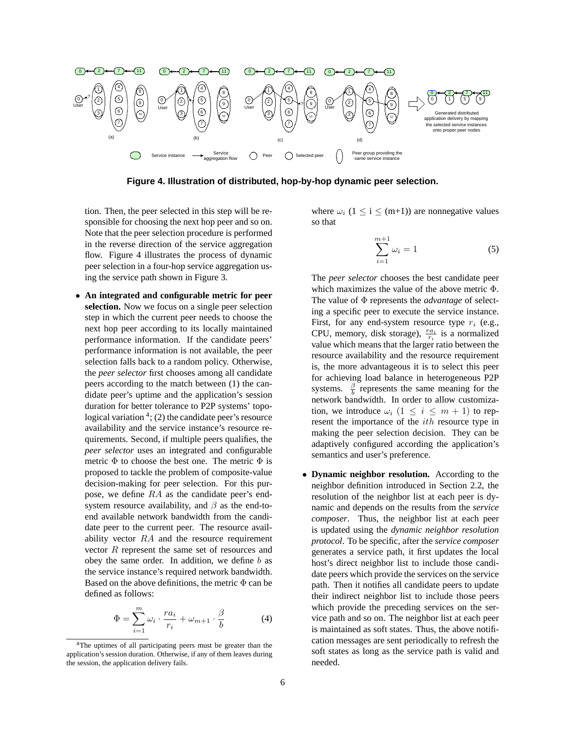Figure 4. Illustration of distributed, hop-by-hop dynamic peer selection.

tion. Then, the peer selected in this step will be responsible for choosing the next hop peer and so on. Note that the peer selection procedure is performed in the reverse direction of the service aggregation flow. Figure 4 illustrates the process of dynamic peer selection in a four-hop service aggregation using the service path shown in Figure 3.

- **An integrated and configurable metric for peer selection.** Now we focus on a single peer selection step in which the current peer needs to choose the next hop peer according to its locally maintained performance information. If the candidate peers' performance information is not available, the peer selection falls back to a random policy. Otherwise, the *peer selector* first chooses among all candidate peers according to the match between (1) the candidate peer's uptime and the application's session duration for better tolerance to P2P systems' topological variation [4]; (2) the candidate peer's resource availability and the service instance's resource requirements. Second, if multiple peers qualifies, the *peer selector* uses an integrated and configurable metric $\Phi$ to choose the best one. The metric $\Phi$ is proposed to tackle the problem of composite-value decision-making for peer selection. For this purpose, we define $RA$ as the candidate peer's end-system resource availability, and $\beta$ as the end-to-end available network bandwidth from the candidate peer to the current peer. The resource availability vector $RA$ and the resource requirement vector $R$ represent the same set of resources and obey the same order. In addition, we define $b$ as the service instance's required network bandwidth. Based on the above definitions, the metric $\Phi$ can be defined as follows:

$$\Phi = \sum_{i=1}^{m} \omega_i \cdot \frac{ra_i}{r_i} + \omega_{m+1} \cdot \frac{\beta}{b} \qquad (4)$$

where $\omega_i$ ($1 \leq$ i $\leq$ (m+1)) are nonnegative values so that

$$\sum_{i=1}^{m+1} \omega_i = 1 \qquad (5)$$

The *peer selector* chooses the best candidate peer which maximizes the value of the above metric $\Phi$. The value of $\Phi$ represents the *advantage* of selecting a specific peer to execute the service instance. First, for any end-system resource type $r_i$ (e.g., CPU, memory, disk storage), $\frac{ra_i}{r_i}$ is a normalized value which means that the larger ratio between the resource availability and the resource requirement is, the more advantageous it is to select this peer for achieving load balance in heterogeneous P2P systems. $\frac{\beta}{b}$ represents the same meaning for the network bandwidth. In order to allow customization, we introduce $\omega_i$ $(1 \leq i \leq m+1)$ to represent the importance of the $ith$ resource type in making the peer selection decision. They can be adaptively configured according the application's semantics and user's preference.

- **Dynamic neighbor resolution.** According to the neighbor definition introduced in Section 2.2, the resolution of the neighbor list at each peer is dynamic and depends on the results from the *service composer*. Thus, the neighbor list at each peer is updated using the *dynamic neighbor resolution protocol*. To be specific, after the *service composer* generates a service path, it first updates the local host's direct neighbor list to include those candidate peers which provide the services on the service path. Then it notifies all candidate peers to update their indirect neighbor list to include those peers which provide the preceding services on the service path and so on. The neighbor list at each peer is maintained as soft states. Thus, the above notification messages are sent periodically to refresh the soft states as long as the service path is valid and needed.

[4] The uptimes of all participating peers must be greater than the application's session duration. Otherwise, if any of them leaves during the session, the application delivery fails.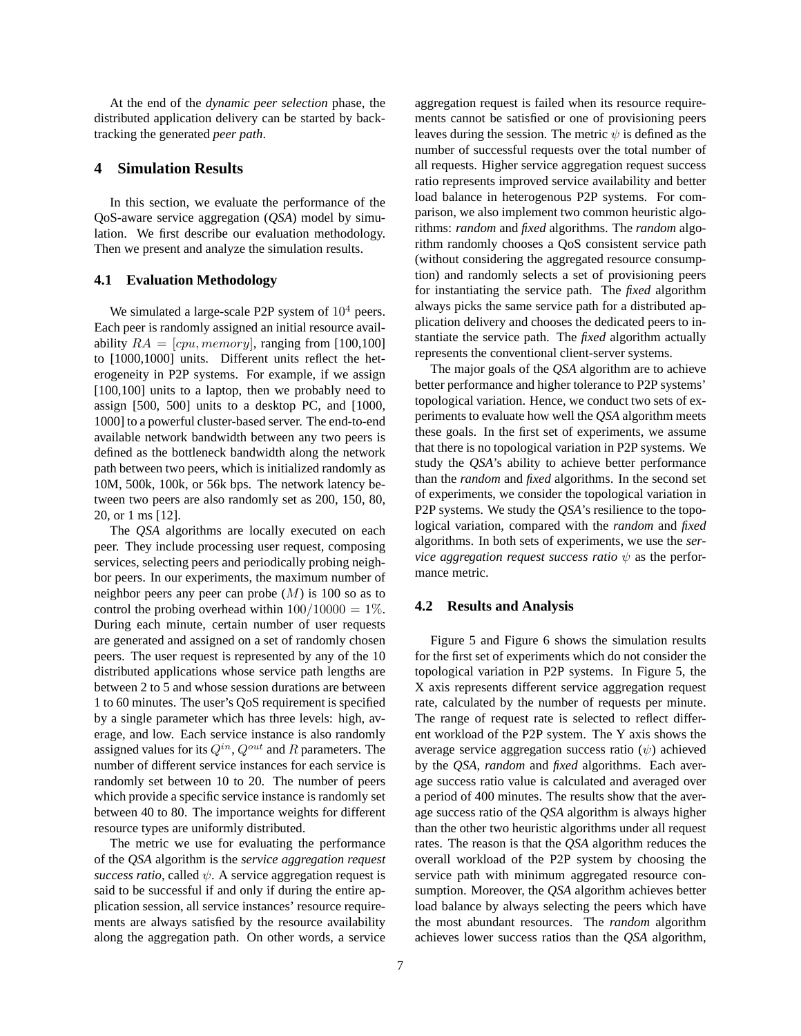At the end of the *dynamic peer selection* phase, the distributed application delivery can be started by backtracking the generated *peer path*.

## 4 Simulation Results

In this section, we evaluate the performance of the QoS-aware service aggregation (*QSA*) model by simulation. We first describe our evaluation methodology. Then we present and analyze the simulation results.

### 4.1 Evaluation Methodology

We simulated a large-scale P2P system of $10^4$ peers. Each peer is randomly assigned an initial resource availability $RA = [cpu, memory]$, ranging from [100,100] to [1000,1000] units. Different units reflect the heterogeneity in P2P systems. For example, if we assign [100,100] units to a laptop, then we probably need to assign [500, 500] units to a desktop PC, and [1000, 1000] to a powerful cluster-based server. The end-to-end available network bandwidth between any two peers is defined as the bottleneck bandwidth along the network path between two peers, which is initialized randomly as 10M, 500k, 100k, or 56k bps. The network latency between two peers are also randomly set as 200, 150, 80, 20, or 1 ms [12].

The *QSA* algorithms are locally executed on each peer. They include processing user request, composing services, selecting peers and periodically probing neighbor peers. In our experiments, the maximum number of neighbor peers any peer can probe ($M$) is 100 so as to control the probing overhead within $100/10000 = 1\%$. During each minute, certain number of user requests are generated and assigned on a set of randomly chosen peers. The user request is represented by any of the 10 distributed applications whose service path lengths are between 2 to 5 and whose session durations are between 1 to 60 minutes. The user's QoS requirement is specified by a single parameter which has three levels: high, average, and low. Each service instance is also randomly assigned values for its $Q^{in}$, $Q^{out}$ and $R$ parameters. The number of different service instances for each service is randomly set between 10 to 20. The number of peers which provide a specific service instance is randomly set between 40 to 80. The importance weights for different resource types are uniformly distributed.

The metric we use for evaluating the performance of the *QSA* algorithm is the *service aggregation request success ratio*, called $\psi$. A service aggregation request is said to be successful if and only if during the entire application session, all service instances' resource requirements are always satisfied by the resource availability along the aggregation path. On other words, a service aggregation request is failed when its resource requirements cannot be satisfied or one of provisioning peers leaves during the session. The metric $\psi$ is defined as the number of successful requests over the total number of all requests. Higher service aggregation request success ratio represents improved service availability and better load balance in heterogenous P2P systems. For comparison, we also implement two common heuristic algorithms: *random* and *fixed* algorithms. The *random* algorithm randomly chooses a QoS consistent service path (without considering the aggregated resource consumption) and randomly selects a set of provisioning peers for instantiating the service path. The *fixed* algorithm always picks the same service path for a distributed application delivery and chooses the dedicated peers to instantiate the service path. The *fixed* algorithm actually represents the conventional client-server systems.

The major goals of the *QSA* algorithm are to achieve better performance and higher tolerance to P2P systems' topological variation. Hence, we conduct two sets of experiments to evaluate how well the *QSA* algorithm meets these goals. In the first set of experiments, we assume that there is no topological variation in P2P systems. We study the *QSA*'s ability to achieve better performance than the *random* and *fixed* algorithms. In the second set of experiments, we consider the topological variation in P2P systems. We study the *QSA*'s resilience to the topological variation, compared with the *random* and *fixed* algorithms. In both sets of experiments, we use the *service aggregation request success ratio* $\psi$ as the performance metric.

### 4.2 Results and Analysis

Figure 5 and Figure 6 shows the simulation results for the first set of experiments which do not consider the topological variation in P2P systems. In Figure 5, the X axis represents different service aggregation request rate, calculated by the number of requests per minute. The range of request rate is selected to reflect different workload of the P2P system. The Y axis shows the average service aggregation success ratio ($\psi$) achieved by the *QSA*, *random* and *fixed* algorithms. Each average success ratio value is calculated and averaged over a period of 400 minutes. The results show that the average success ratio of the *QSA* algorithm is always higher than the other two heuristic algorithms under all request rates. The reason is that the *QSA* algorithm reduces the overall workload of the P2P system by choosing the service path with minimum aggregated resource consumption. Moreover, the *QSA* algorithm achieves better load balance by always selecting the peers which have the most abundant resources. The *random* algorithm achieves lower success ratios than the *QSA* algorithm,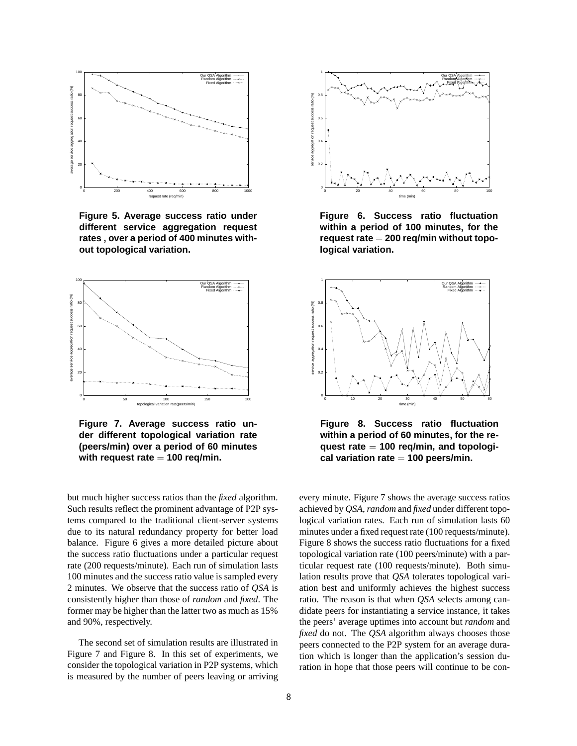Figure 5. Average success ratio under different service aggregation request rates , over a period of 400 minutes without topological variation.

Figure 6. Success ratio fluctuation within a period of 100 minutes, for the request rate = 200 req/min without topological variation.

Figure 7. Average success ratio under different topological variation rate (peers/min) over a period of 60 minutes with request rate = 100 req/min.

Figure 8. Success ratio fluctuation within a period of 60 minutes, for the request rate = 100 req/min, and topological variation rate = 100 peers/min.

but much higher success ratios than the *fixed* algorithm. Such results reflect the prominent advantage of P2P systems compared to the traditional client-server systems due to its natural redundancy property for better load balance. Figure 6 gives a more detailed picture about the success ratio fluctuations under a particular request rate (200 requests/minute). Each run of simulation lasts 100 minutes and the success ratio value is sampled every 2 minutes. We observe that the success ratio of *QSA* is consistently higher than those of *random* and *fixed*. The former may be higher than the latter two as much as 15% and 90%, respectively.

The second set of simulation results are illustrated in Figure 7 and Figure 8. In this set of experiments, we consider the topological variation in P2P systems, which is measured by the number of peers leaving or arriving every minute. Figure 7 shows the average success ratios achieved by *QSA*, *random* and *fixed* under different topological variation rates. Each run of simulation lasts 60 minutes under a fixed request rate (100 requests/minute). Figure 8 shows the success ratio fluctuations for a fixed topological variation rate (100 peers/minute) with a particular request rate (100 requests/minute). Both simulation results prove that *QSA* tolerates topological variation best and uniformly achieves the highest success ratio. The reason is that when *QSA* selects among candidate peers for instantiating a service instance, it takes the peers' average uptimes into account but *random* and *fixed* do not. The *QSA* algorithm always chooses those peers connected to the P2P system for an average duration which is longer than the application's session duration in hope that those peers will continue to be con-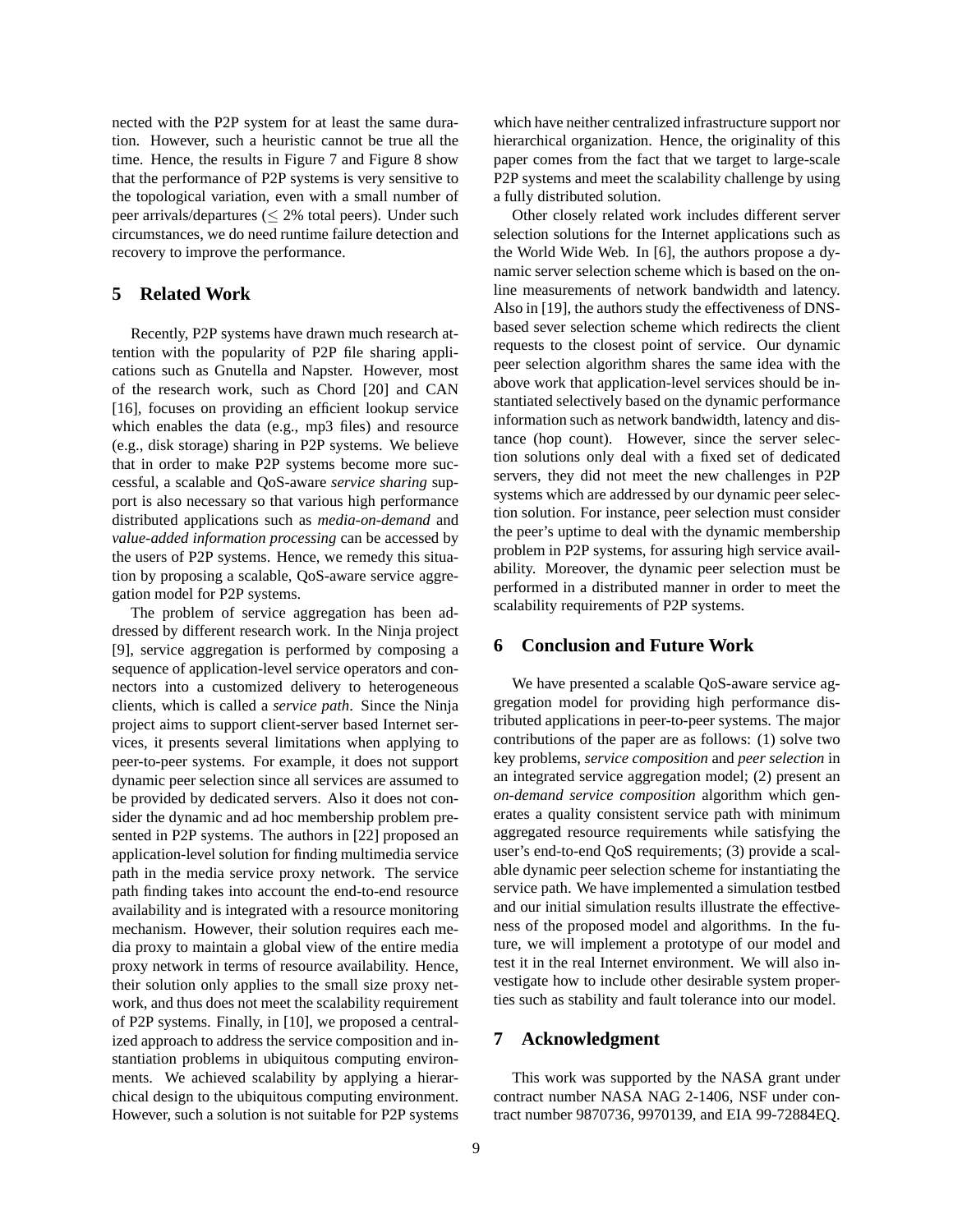nected with the P2P system for at least the same duration. However, such a heuristic cannot be true all the time. Hence, the results in Figure 7 and Figure 8 show that the performance of P2P systems is very sensitive to the topological variation, even with a small number of peer arrivals/departures ($\leq$ 2% total peers). Under such circumstances, we do need runtime failure detection and recovery to improve the performance.

## 5 Related Work

Recently, P2P systems have drawn much research attention with the popularity of P2P file sharing applications such as Gnutella and Napster. However, most of the research work, such as Chord [20] and CAN [16], focuses on providing an efficient lookup service which enables the data (e.g., mp3 files) and resource (e.g., disk storage) sharing in P2P systems. We believe that in order to make P2P systems become more successful, a scalable and QoS-aware *service sharing* support is also necessary so that various high performance distributed applications such as *media-on-demand* and *value-added information processing* can be accessed by the users of P2P systems. Hence, we remedy this situation by proposing a scalable, QoS-aware service aggregation model for P2P systems.

The problem of service aggregation has been addressed by different research work. In the Ninja project [9], service aggregation is performed by composing a sequence of application-level service operators and connectors into a customized delivery to heterogeneous clients, which is called a *service path*. Since the Ninja project aims to support client-server based Internet services, it presents several limitations when applying to peer-to-peer systems. For example, it does not support dynamic peer selection since all services are assumed to be provided by dedicated servers. Also it does not consider the dynamic and ad hoc membership problem presented in P2P systems. The authors in [22] proposed an application-level solution for finding multimedia service path in the media service proxy network. The service path finding takes into account the end-to-end resource availability and is integrated with a resource monitoring mechanism. However, their solution requires each media proxy to maintain a global view of the entire media proxy network in terms of resource availability. Hence, their solution only applies to the small size proxy network, and thus does not meet the scalability requirement of P2P systems. Finally, in [10], we proposed a centralized approach to address the service composition and instantiation problems in ubiquitous computing environments. We achieved scalability by applying a hierarchical design to the ubiquitous computing environment. However, such a solution is not suitable for P2P systems which have neither centralized infrastructure support nor hierarchical organization. Hence, the originality of this paper comes from the fact that we target to large-scale P2P systems and meet the scalability challenge by using a fully distributed solution.

Other closely related work includes different server selection solutions for the Internet applications such as the World Wide Web. In [6], the authors propose a dynamic server selection scheme which is based on the on-line measurements of network bandwidth and latency. Also in [19], the authors study the effectiveness of DNS-based sever selection scheme which redirects the client requests to the closest point of service. Our dynamic peer selection algorithm shares the same idea with the above work that application-level services should be instantiated selectively based on the dynamic performance information such as network bandwidth, latency and distance (hop count). However, since the server selection solutions only deal with a fixed set of dedicated servers, they did not meet the new challenges in P2P systems which are addressed by our dynamic peer selection solution. For instance, peer selection must consider the peer's uptime to deal with the dynamic membership problem in P2P systems, for assuring high service availability. Moreover, the dynamic peer selection must be performed in a distributed manner in order to meet the scalability requirements of P2P systems.

## 6 Conclusion and Future Work

We have presented a scalable QoS-aware service aggregation model for providing high performance distributed applications in peer-to-peer systems. The major contributions of the paper are as follows: (1) solve two key problems, *service composition* and *peer selection* in an integrated service aggregation model; (2) present an *on-demand service composition* algorithm which generates a quality consistent service path with minimum aggregated resource requirements while satisfying the user's end-to-end QoS requirements; (3) provide a scalable dynamic peer selection scheme for instantiating the service path. We have implemented a simulation testbed and our initial simulation results illustrate the effectiveness of the proposed model and algorithms. In the future, we will implement a prototype of our model and test it in the real Internet environment. We will also investigate how to include other desirable system properties such as stability and fault tolerance into our model.

## 7 Acknowledgment

This work was supported by the NASA grant under contract number NASA NAG 2-1406, NSF under contract number 9870736, 9970139, and EIA 99-72884EQ.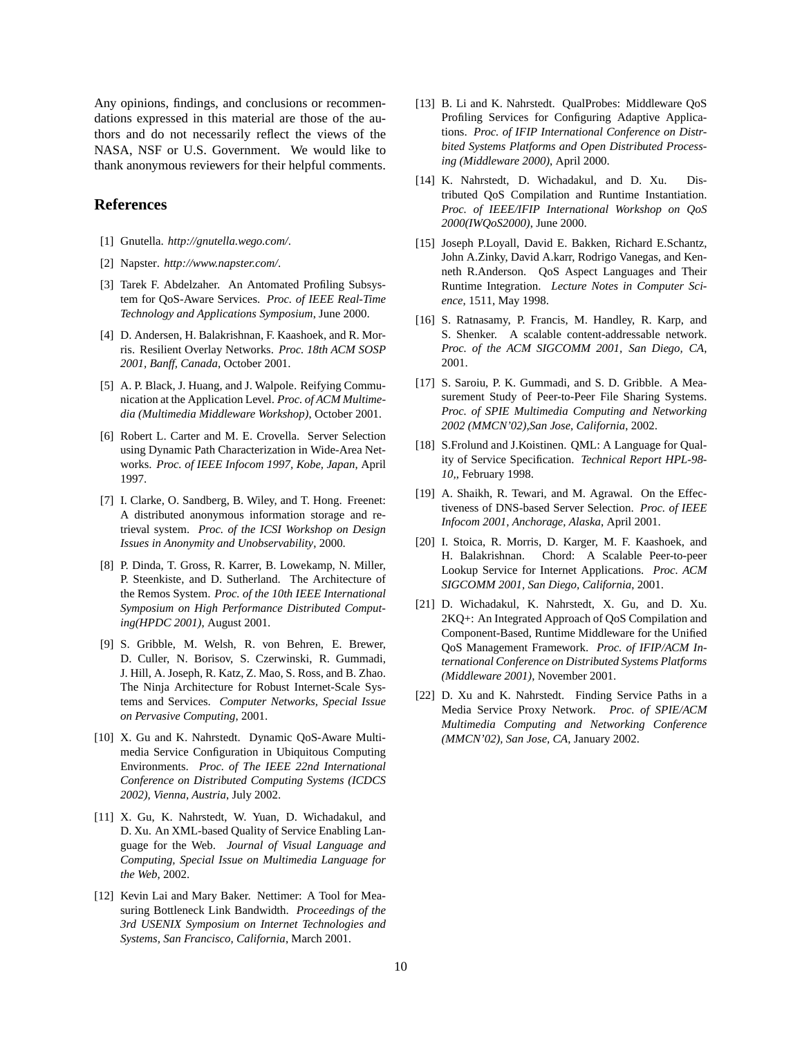Any opinions, findings, and conclusions or recommendations expressed in this material are those of the authors and do not necessarily reflect the views of the NASA, NSF or U.S. Government. We would like to thank anonymous reviewers for their helpful comments.

## References

[1] Gnutella. *http://gnutella.wego.com/*.

[2] Napster. *http://www.napster.com/*.

[3] Tarek F. Abdelzaher. An Antomated Profiling Subsystem for QoS-Aware Services. *Proc. of IEEE Real-Time Technology and Applications Symposium*, June 2000.

[4] D. Andersen, H. Balakrishnan, F. Kaashoek, and R. Morris. Resilient Overlay Networks. *Proc. 18th ACM SOSP 2001, Banff, Canada*, October 2001.

[5] A. P. Black, J. Huang, and J. Walpole. Reifying Communication at the Application Level. *Proc. of ACM Multimedia (Multimedia Middleware Workshop)*, October 2001.

[6] Robert L. Carter and M. E. Crovella. Server Selection using Dynamic Path Characterization in Wide-Area Networks. *Proc. of IEEE Infocom 1997, Kobe, Japan*, April 1997.

[7] I. Clarke, O. Sandberg, B. Wiley, and T. Hong. Freenet: A distributed anonymous information storage and retrieval system. *Proc. of the ICSI Workshop on Design Issues in Anonymity and Unobservability*, 2000.

[8] P. Dinda, T. Gross, R. Karrer, B. Lowekamp, N. Miller, P. Steenkiste, and D. Sutherland. The Architecture of the Remos System. *Proc. of the 10th IEEE International Symposium on High Performance Distributed Computing(HPDC 2001)*, August 2001.

[9] S. Gribble, M. Welsh, R. von Behren, E. Brewer, D. Culler, N. Borisov, S. Czerwinski, R. Gummadi, J. Hill, A. Joseph, R. Katz, Z. Mao, S. Ross, and B. Zhao. The Ninja Architecture for Robust Internet-Scale Systems and Services. *Computer Networks, Special Issue on Pervasive Computing*, 2001.

[10] X. Gu and K. Nahrstedt. Dynamic QoS-Aware Multimedia Service Configuration in Ubiquitous Computing Environments. *Proc. of The IEEE 22nd International Conference on Distributed Computing Systems (ICDCS 2002), Vienna, Austria*, July 2002.

[11] X. Gu, K. Nahrstedt, W. Yuan, D. Wichadakul, and D. Xu. An XML-based Quality of Service Enabling Language for the Web. *Journal of Visual Language and Computing, Special Issue on Multimedia Language for the Web*, 2002.

[12] Kevin Lai and Mary Baker. Nettimer: A Tool for Measuring Bottleneck Link Bandwidth. *Proceedings of the 3rd USENIX Symposium on Internet Technologies and Systems, San Francisco, California*, March 2001.

[13] B. Li and K. Nahrstedt. QualProbes: Middleware QoS Profiling Services for Configuring Adaptive Applications. *Proc. of IFIP International Conference on Distrbited Systems Platforms and Open Distributed Processing (Middleware 2000)*, April 2000.

[14] K. Nahrstedt, D. Wichadakul, and D. Xu. Distributed QoS Compilation and Runtime Instantiation. *Proc. of IEEE/IFIP International Workshop on QoS 2000(IWQoS2000)*, June 2000.

[15] Joseph P.Loyall, David E. Bakken, Richard E.Schantz, John A.Zinky, David A.karr, Rodrigo Vanegas, and Kenneth R.Anderson. QoS Aspect Languages and Their Runtime Integration. *Lecture Notes in Computer Science*, 1511, May 1998.

[16] S. Ratnasamy, P. Francis, M. Handley, R. Karp, and S. Shenker. A scalable content-addressable network. *Proc. of the ACM SIGCOMM 2001, San Diego, CA*, 2001.

[17] S. Saroiu, P. K. Gummadi, and S. D. Gribble. A Measurement Study of Peer-to-Peer File Sharing Systems. *Proc. of SPIE Multimedia Computing and Networking 2002 (MMCN'02),San Jose, California*, 2002.

[18] S.Frolund and J.Koistinen. QML: A Language for Quality of Service Specification. *Technical Report HPL-98-10,*, February 1998.

[19] A. Shaikh, R. Tewari, and M. Agrawal. On the Effectiveness of DNS-based Server Selection. *Proc. of IEEE Infocom 2001, Anchorage, Alaska*, April 2001.

[20] I. Stoica, R. Morris, D. Karger, M. F. Kaashoek, and H. Balakrishnan. Chord: A Scalable Peer-to-peer Lookup Service for Internet Applications. *Proc. ACM SIGCOMM 2001, San Diego, California*, 2001.

[21] D. Wichadakul, K. Nahrstedt, X. Gu, and D. Xu. 2KQ+: An Integrated Approach of QoS Compilation and Component-Based, Runtime Middleware for the Unified QoS Management Framework. *Proc. of IFIP/ACM International Conference on Distributed Systems Platforms (Middleware 2001)*, November 2001.

[22] D. Xu and K. Nahrstedt. Finding Service Paths in a Media Service Proxy Network. *Proc. of SPIE/ACM Multimedia Computing and Networking Conference (MMCN'02), San Jose, CA*, January 2002.